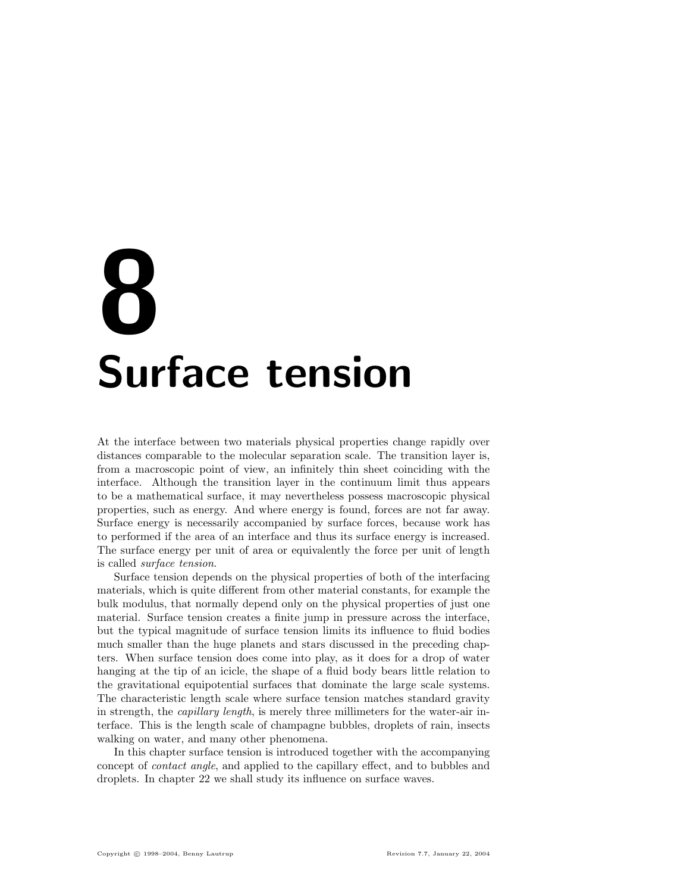# 8 Surface tension

At the interface between two materials physical properties change rapidly over distances comparable to the molecular separation scale. The transition layer is, from a macroscopic point of view, an infinitely thin sheet coinciding with the interface. Although the transition layer in the continuum limit thus appears to be a mathematical surface, it may nevertheless possess macroscopic physical properties, such as energy. And where energy is found, forces are not far away. Surface energy is necessarily accompanied by surface forces, because work has to performed if the area of an interface and thus its surface energy is increased. The surface energy per unit of area or equivalently the force per unit of length is called *surface tension*.

Surface tension depends on the physical properties of both of the interfacing materials, which is quite different from other material constants, for example the bulk modulus, that normally depend only on the physical properties of just one material. Surface tension creates a finite jump in pressure across the interface, but the typical magnitude of surface tension limits its influence to fluid bodies much smaller than the huge planets and stars discussed in the preceding chapters. When surface tension does come into play, as it does for a drop of water hanging at the tip of an icicle, the shape of a fluid body bears little relation to the gravitational equipotential surfaces that dominate the large scale systems. The characteristic length scale where surface tension matches standard gravity in strength, the *capillary length*, is merely three millimeters for the water-air interface. This is the length scale of champagne bubbles, droplets of rain, insects walking on water, and many other phenomena.

In this chapter surface tension is introduced together with the accompanying concept of *contact angle*, and applied to the capillary effect, and to bubbles and droplets. In chapter 22 we shall study its influence on surface waves.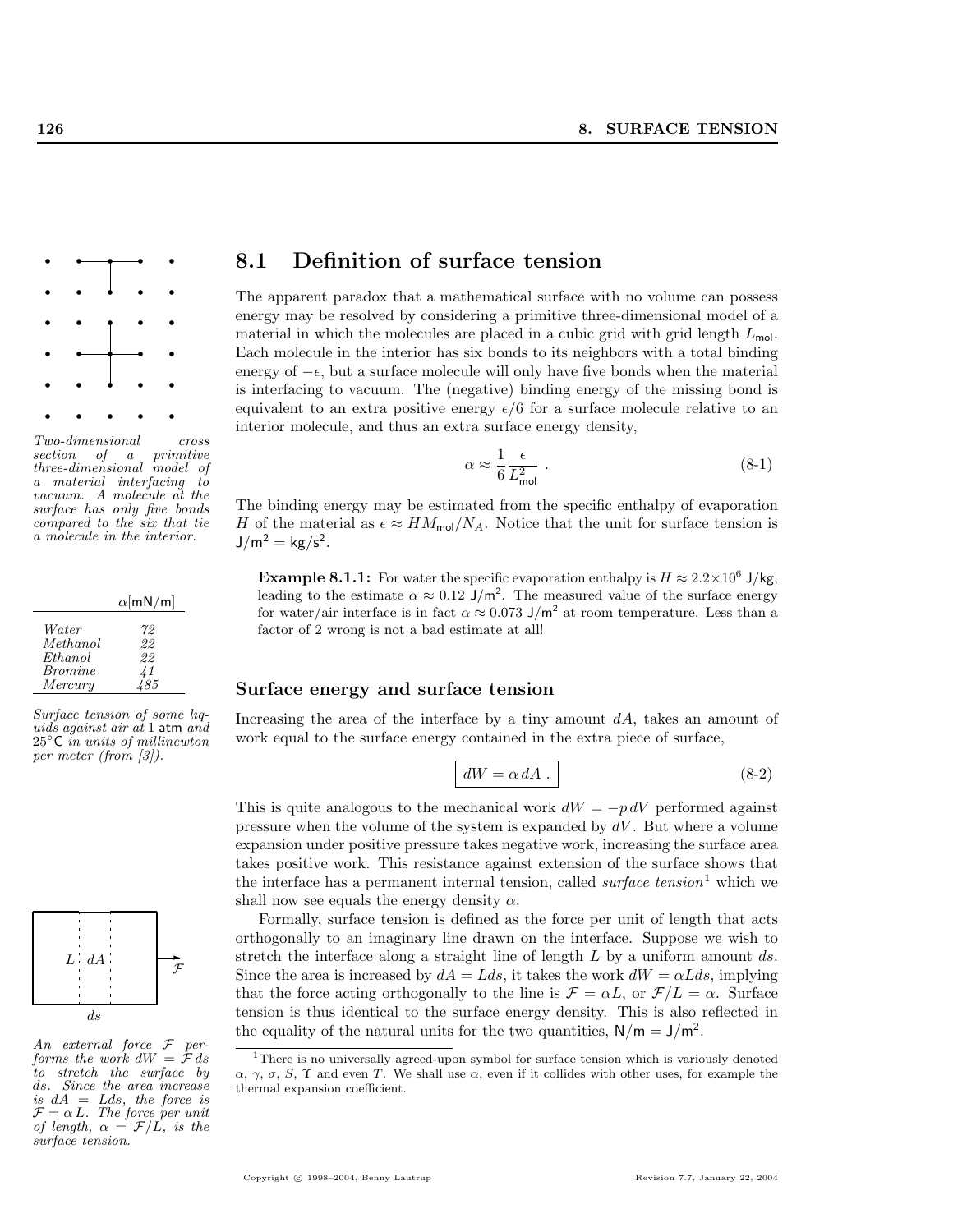## 8.1 Definition of surface tension

*Two-dimensional cross section of a primitive three-dimensional model of a material interfacing to vacuum. A molecule at the surface has only five bonds compared to the six that tie a molecule in the interior.*

The apparent paradox that a mathematical surface with no volume can possess energy may be resolved by considering a primitive three-dimensional model of a material in which the molecules are placed in a cubic grid with grid length $L_{\mathsf{mol}}$. Each molecule in the interior has six bonds to its neighbors with a total binding energy of $-\epsilon$, but a surface molecule will only have five bonds when the material is interfacing to vacuum. The (negative) binding energy of the missing bond is equivalent to an extra positive energy $\epsilon/6$ for a surface molecule relative to an interior molecule, and thus an extra surface energy density,

$$\alpha \approx \frac{1}{6}\frac{\epsilon}{L_{\mathsf{mol}}^2} \; . \tag{8-1}$$

The binding energy may be estimated from the specific enthalpy of evaporation $H$ of the material as $\epsilon \approx H M_{\mathsf{mol}}/N_A$. Notice that the unit for surface tension is $\mathsf{J/m^2} = \mathsf{kg/s^2}$.

| | $\alpha$[mN/m] |
|---|---|
| *Water* | *72* |
| *Methanol* | *22* |
| *Ethanol* | *22* |
| *Bromine* | *41* |
| *Mercury* | *485* |

*Surface tension of some liquids against air at 1 atm and 25°C in units of millinewton per meter (from [3]).*

**Example 8.1.1:** For water the specific evaporation enthalpy is $H \approx 2.2 \times 10^6$ J/kg, leading to the estimate $\alpha \approx 0.12$ J/m$^2$. The measured value of the surface energy for water/air interface is in fact $\alpha \approx 0.073$ J/m$^2$ at room temperature. Less than a factor of 2 wrong is not a bad estimate at all!

### Surface energy and surface tension

Increasing the area of the interface by a tiny amount $dA$, takes an amount of work equal to the surface energy contained in the extra piece of surface,

$$\boxed{dW = \alpha \, dA \; .} \tag{8-2}$$

This is quite analogous to the mechanical work $dW = -p\,dV$ performed against pressure when the volume of the system is expanded by $dV$. But where a volume expansion under positive pressure takes negative work, increasing the surface area takes positive work. This resistance against extension of the surface shows that the interface has a permanent internal tension, called *surface tension*[1] which we shall now see equals the energy density $\alpha$.

Formally, surface tension is defined as the force per unit of length that acts orthogonally to an imaginary line drawn on the interface. Suppose we wish to stretch the interface along a straight line of length $L$ by a uniform amount $ds$. Since the area is increased by $dA = L ds$, it takes the work $dW = \alpha L ds$, implying that the force acting orthogonally to the line is $\mathcal{F} = \alpha L$, or $\mathcal{F}/L = \alpha$. Surface tension is thus identical to the surface energy density. This is also reflected in the equality of the natural units for the two quantities, $\mathsf{N/m} = \mathsf{J/m^2}$.

*An external force $\mathcal{F}$ performs the work $dW = \mathcal{F}\,ds$ to stretch the surface by $ds$. Since the area increase is $dA = L ds$, the force is $\mathcal{F} = \alpha L$. The force per unit of length, $\alpha = \mathcal{F}/L$, is the surface tension.*

[1] There is no universally agreed-upon symbol for surface tension which is variously denoted $\alpha$, $\gamma$, $\sigma$, $S$, $\Upsilon$ and even $T$. We shall use $\alpha$, even if it collides with other uses, for example the thermal expansion coefficient.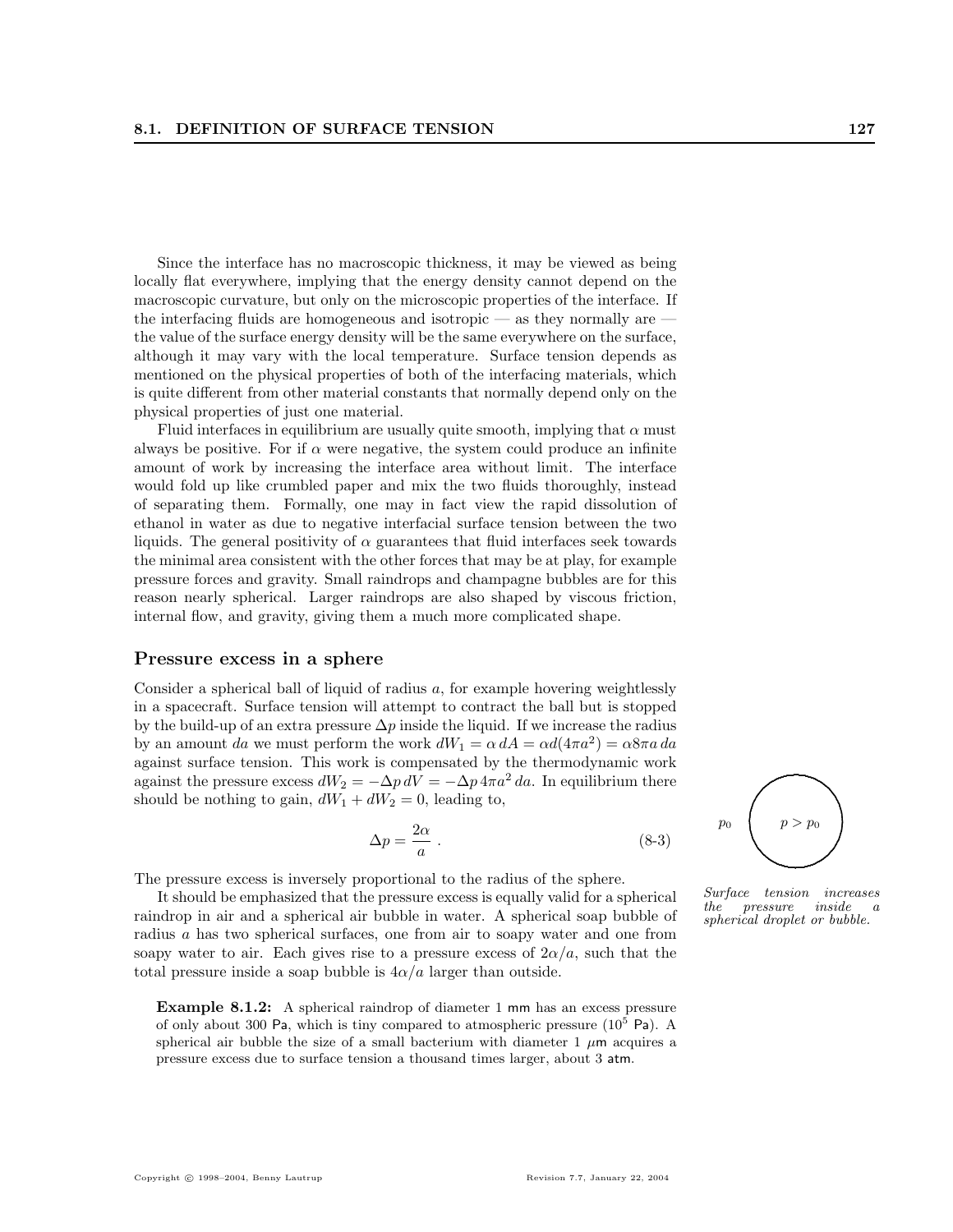Since the interface has no macroscopic thickness, it may be viewed as being locally flat everywhere, implying that the energy density cannot depend on the macroscopic curvature, but only on the microscopic properties of the interface. If the interfacing fluids are homogeneous and isotropic — as they normally are — the value of the surface energy density will be the same everywhere on the surface, although it may vary with the local temperature. Surface tension depends as mentioned on the physical properties of both of the interfacing materials, which is quite different from other material constants that normally depend only on the physical properties of just one material.

Fluid interfaces in equilibrium are usually quite smooth, implying that $\alpha$ must always be positive. For if $\alpha$ were negative, the system could produce an infinite amount of work by increasing the interface area without limit. The interface would fold up like crumbled paper and mix the two fluids thoroughly, instead of separating them. Formally, one may in fact view the rapid dissolution of ethanol in water as due to negative interfacial surface tension between the two liquids. The general positivity of $\alpha$ guarantees that fluid interfaces seek towards the minimal area consistent with the other forces that may be at play, for example pressure forces and gravity. Small raindrops and champagne bubbles are for this reason nearly spherical. Larger raindrops are also shaped by viscous friction, internal flow, and gravity, giving them a much more complicated shape.

## Pressure excess in a sphere

Consider a spherical ball of liquid of radius $a$, for example hovering weightlessly in a spacecraft. Surface tension will attempt to contract the ball but is stopped by the build-up of an extra pressure $\Delta p$ inside the liquid. If we increase the radius by an amount $da$ we must perform the work $dW_1 = \alpha\, dA = \alpha d(4\pi a^2) = \alpha 8\pi a\, da$ against surface tension. This work is compensated by the thermodynamic work against the pressure excess $dW_2 = -\Delta p\, dV = -\Delta p\, 4\pi a^2\, da$. In equilibrium there should be nothing to gain, $dW_1 + dW_2 = 0$, leading to,

$$\Delta p = \frac{2\alpha}{a} \,. \tag{8-3}$$

The pressure excess is inversely proportional to the radius of the sphere.

$p_0$

$p > p_0$

*Surface tension increases the pressure inside a spherical droplet or bubble.*

It should be emphasized that the pressure excess is equally valid for a spherical raindrop in air and a spherical air bubble in water. A spherical soap bubble of radius $a$ has two spherical surfaces, one from air to soapy water and one from soapy water to air. Each gives rise to a pressure excess of $2\alpha/a$, such that the total pressure inside a soap bubble is $4\alpha/a$ larger than outside.

**Example 8.1.2:** A spherical raindrop of diameter 1 mm has an excess pressure of only about 300 Pa, which is tiny compared to atmospheric pressure ($10^5$ Pa). A spherical air bubble the size of a small bacterium with diameter 1 $\mu$m acquires a pressure excess due to surface tension a thousand times larger, about 3 atm.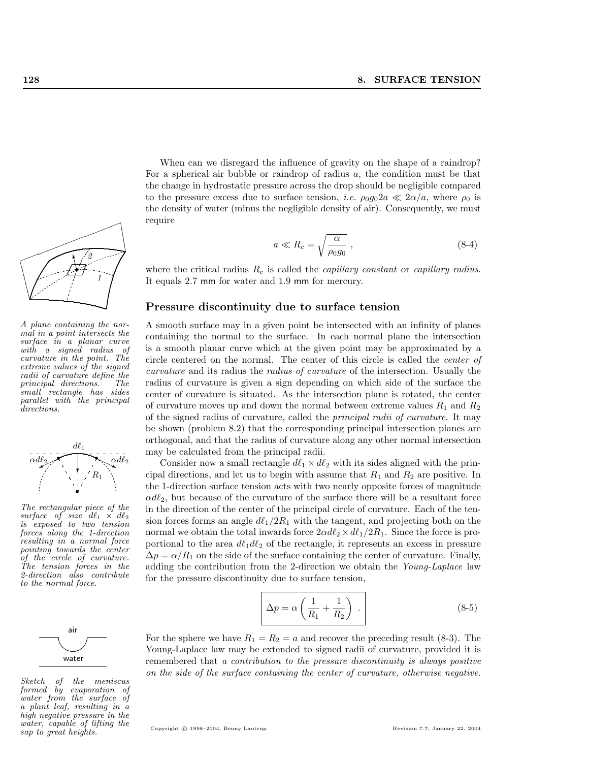When can we disregard the influence of gravity on the shape of a raindrop? For a spherical air bubble or raindrop of radius $a$, the condition must be that the change in hydrostatic pressure across the drop should be negligible compared to the pressure excess due to surface tension, *i.e.* $\rho_0 g_0 2a \ll 2\alpha/a$, where $\rho_0$ is the density of water (minus the negligible density of air). Consequently, we must require

$$a \ll R_c = \sqrt{\frac{\alpha}{\rho_0 g_0}}\ , \tag{8-4}$$

where the critical radius $R_c$ is called the *capillary constant* or *capillary radius*. It equals 2.7 mm for water and 1.9 mm for mercury.

## Pressure discontinuity due to surface tension

*A plane containing the normal in a point intersects the surface in a planar curve with a signed radius of curvature in the point. The extreme values of the signed radii of curvature define the principal directions. The small rectangle has sides parallel with the principal directions.*

A smooth surface may in a given point be intersected with an infinity of planes containing the normal to the surface. In each normal plane the intersection is a smooth planar curve which at the given point may be approximated by a circle centered on the normal. The center of this circle is called the *center of curvature* and its radius the *radius of curvature* of the intersection. Usually the radius of curvature is given a sign depending on which side of the surface the center of curvature is situated. As the intersection plane is rotated, the center of curvature moves up and down the normal between extreme values $R_1$ and $R_2$ of the signed radius of curvature, called the *principal radii of curvature*. It may be shown (problem 8.2) that the corresponding principal intersection planes are orthogonal, and that the radius of curvature along any other normal intersection may be calculated from the principal radii.

*The rectangular piece of the surface of size $d\ell_1 \times d\ell_2$ is exposed to two tension forces along the 1-direction resulting in a normal force pointing towards the center of the circle of curvature. The tension forces in the 2-direction also contribute to the normal force.*

Consider now a small rectangle $d\ell_1 \times d\ell_2$ with its sides aligned with the principal directions, and let us to begin with assume that $R_1$ and $R_2$ are positive. In the 1-direction surface tension acts with two nearly opposite forces of magnitude $\alpha d\ell_2$, but because of the curvature of the surface there will be a resultant force in the direction of the center of the principal circle of curvature. Each of the tension forces forms an angle $d\ell_1/2R_1$ with the tangent, and projecting both on the normal we obtain the total inwards force $2\alpha d\ell_2 \times d\ell_1/2R_1$. Since the force is proportional to the area $d\ell_1 d\ell_2$ of the rectangle, it represents an excess in pressure $\Delta p = \alpha/R_1$ on the side of the surface containing the center of curvature. Finally, adding the contribution from the 2-direction we obtain the *Young-Laplace* law for the pressure discontinuity due to surface tension,

$$\boxed{\Delta p = \alpha\left(\frac{1}{R_1} + \frac{1}{R_2}\right)\ .} \tag{8-5}$$

*Sketch of the meniscus formed by evaporation of water from the surface of a plant leaf, resulting in a high negative pressure in the water, capable of lifting the sap to great heights.*

For the sphere we have $R_1 = R_2 = a$ and recover the preceding result (8-3). The Young-Laplace law may be extended to signed radii of curvature, provided it is remembered that *a contribution to the pressure discontinuity is always positive on the side of the surface containing the center of curvature, otherwise negative.*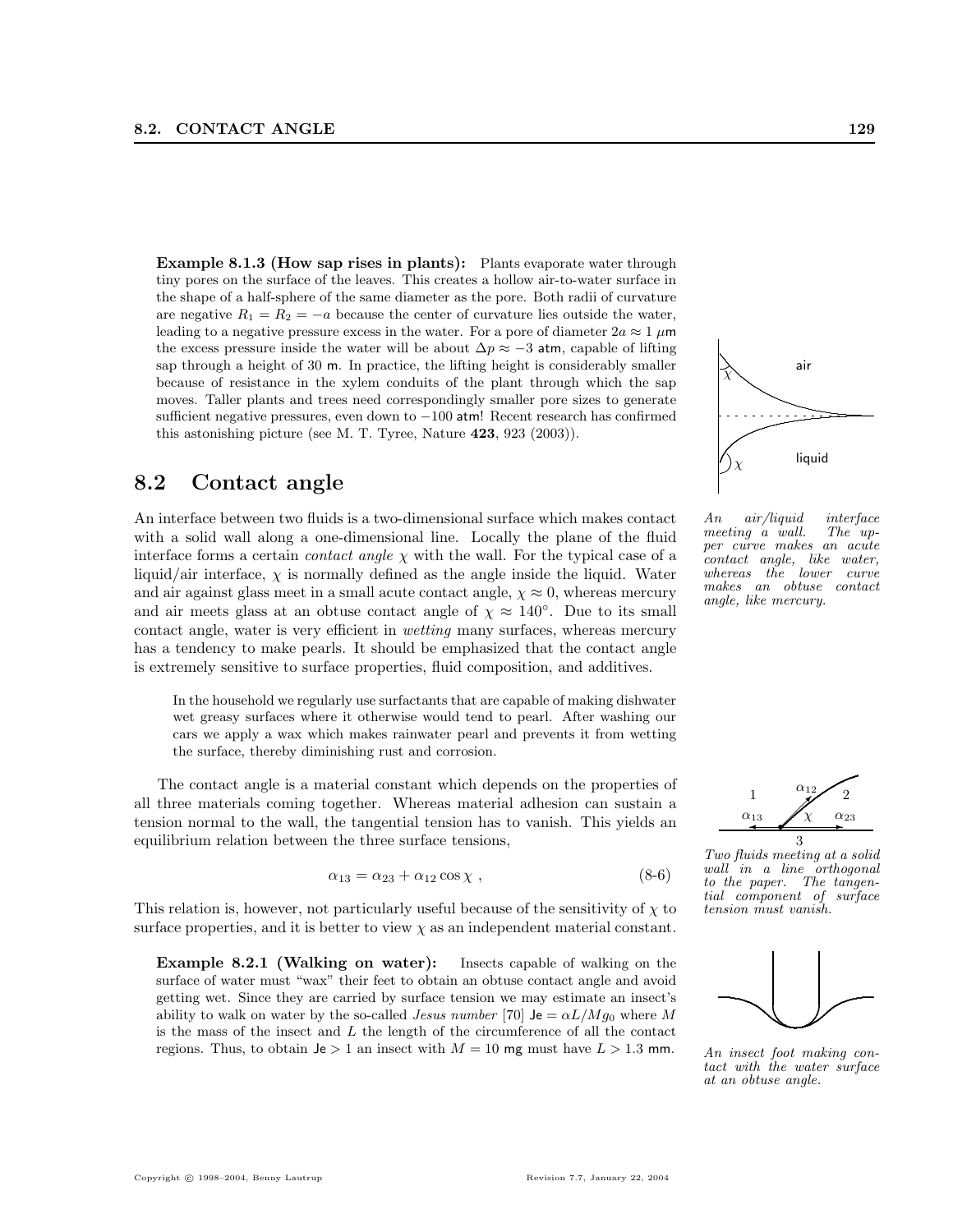**Example 8.1.3 (How sap rises in plants):** Plants evaporate water through tiny pores on the surface of the leaves. This creates a hollow air-to-water surface in the shape of a half-sphere of the same diameter as the pore. Both radii of curvature are negative $R_1 = R_2 = -a$ because the center of curvature lies outside the water, leading to a negative pressure excess in the water. For a pore of diameter $2a \approx 1$ μm the excess pressure inside the water will be about $\Delta p \approx -3$ atm, capable of lifting sap through a height of 30 m. In practice, the lifting height is considerably smaller because of resistance in the xylem conduits of the plant through which the sap moves. Taller plants and trees need correspondingly smaller pore sizes to generate sufficient negative pressures, even down to $-100$ atm! Recent research has confirmed this astonishing picture (see M. T. Tyree, Nature **423**, 923 (2003)).

## 8.2 Contact angle

An interface between two fluids is a two-dimensional surface which makes contact with a solid wall along a one-dimensional line. Locally the plane of the fluid interface forms a certain *contact angle* $\chi$ with the wall. For the typical case of a liquid/air interface, $\chi$ is normally defined as the angle inside the liquid. Water and air against glass meet in a small acute contact angle, $\chi \approx 0$, whereas mercury and air meets glass at an obtuse contact angle of $\chi \approx 140^\circ$. Due to its small contact angle, water is very efficient in *wetting* many surfaces, whereas mercury has a tendency to make pearls. It should be emphasized that the contact angle is extremely sensitive to surface properties, fluid composition, and additives.

*An air/liquid interface meeting a wall. The upper curve makes an acute contact angle, like water, whereas the lower curve makes an obtuse contact angle, like mercury.*

In the household we regularly use surfactants that are capable of making dishwater wet greasy surfaces where it otherwise would tend to pearl. After washing our cars we apply a wax which makes rainwater pearl and prevents it from wetting the surface, thereby diminishing rust and corrosion.

The contact angle is a material constant which depends on the properties of all three materials coming together. Whereas material adhesion can sustain a tension normal to the wall, the tangential tension has to vanish. This yields an equilibrium relation between the three surface tensions,

$$\alpha_{13} = \alpha_{23} + \alpha_{12} \cos \chi \,, \tag{8-6}$$

This relation is, however, not particularly useful because of the sensitivity of $\chi$ to surface properties, and it is better to view $\chi$ as an independent material constant.

*Two fluids meeting at a solid wall in a line orthogonal to the paper. The tangential component of surface tension must vanish.*

**Example 8.2.1 (Walking on water):** Insects capable of walking on the surface of water must "wax" their feet to obtain an obtuse contact angle and avoid getting wet. Since they are carried by surface tension we may estimate an insect's ability to walk on water by the so-called *Jesus number* [70] $\mathsf{Je} = \alpha L/Mg_0$ where $M$ is the mass of the insect and $L$ the length of the circumference of all the contact regions. Thus, to obtain $\mathsf{Je} > 1$ an insect with $M = 10$ mg must have $L > 1.3$ mm.

*An insect foot making contact with the water surface at an obtuse angle.*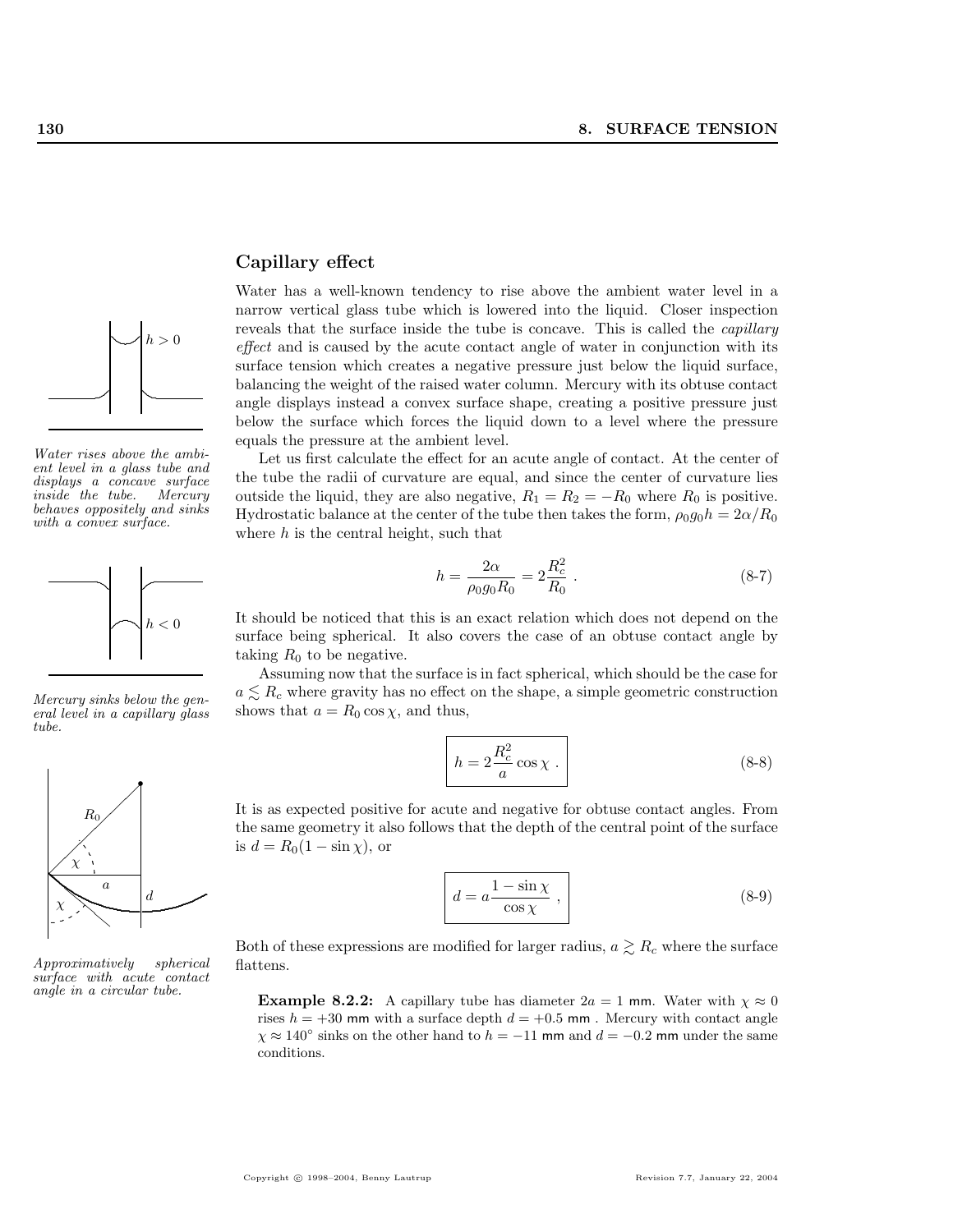## Capillary effect

Water has a well-known tendency to rise above the ambient water level in a narrow vertical glass tube which is lowered into the liquid. Closer inspection reveals that the surface inside the tube is concave. This is called the *capillary effect* and is caused by the acute contact angle of water in conjunction with its surface tension which creates a negative pressure just below the liquid surface, balancing the weight of the raised water column. Mercury with its obtuse contact angle displays instead a convex surface shape, creating a positive pressure just below the surface which forces the liquid down to a level where the pressure equals the pressure at the ambient level.

*Water rises above the ambient level in a glass tube and displays a concave surface inside the tube. Mercury behaves oppositely and sinks with a convex surface.*

Let us first calculate the effect for an acute angle of contact. At the center of the tube the radii of curvature are equal, and since the center of curvature lies outside the liquid, they are also negative, $R_1 = R_2 = -R_0$ where $R_0$ is positive. Hydrostatic balance at the center of the tube then takes the form, $\rho_0 g_0 h = 2\alpha/R_0$ where $h$ is the central height, such that

$$h = \frac{2\alpha}{\rho_0 g_0 R_0} = 2\frac{R_c^2}{R_0} . \tag{8-7}$$

It should be noticed that this is an exact relation which does not depend on the surface being spherical. It also covers the case of an obtuse contact angle by taking $R_0$ to be negative.

*Mercury sinks below the general level in a capillary glass tube.*

Assuming now that the surface is in fact spherical, which should be the case for $a \lesssim R_c$ where gravity has no effect on the shape, a simple geometric construction shows that $a = R_0 \cos\chi$, and thus,

$$\boxed{h = 2\frac{R_c^2}{a}\cos\chi .} \tag{8-8}$$

It is as expected positive for acute and negative for obtuse contact angles. From the same geometry it also follows that the depth of the central point of the surface is $d = R_0(1 - \sin\chi)$, or

$$\boxed{d = a\frac{1 - \sin\chi}{\cos\chi} ,} \tag{8-9}$$

Both of these expressions are modified for larger radius, $a \gtrsim R_c$ where the surface flattens.

*Approximatively spherical surface with acute contact angle in a circular tube.*

**Example 8.2.2:** A capillary tube has diameter $2a = 1$ mm. Water with $\chi \approx 0$ rises $h = +30$ mm with a surface depth $d = +0.5$ mm . Mercury with contact angle $\chi \approx 140^\circ$ sinks on the other hand to $h = -11$ mm and $d = -0.2$ mm under the same conditions.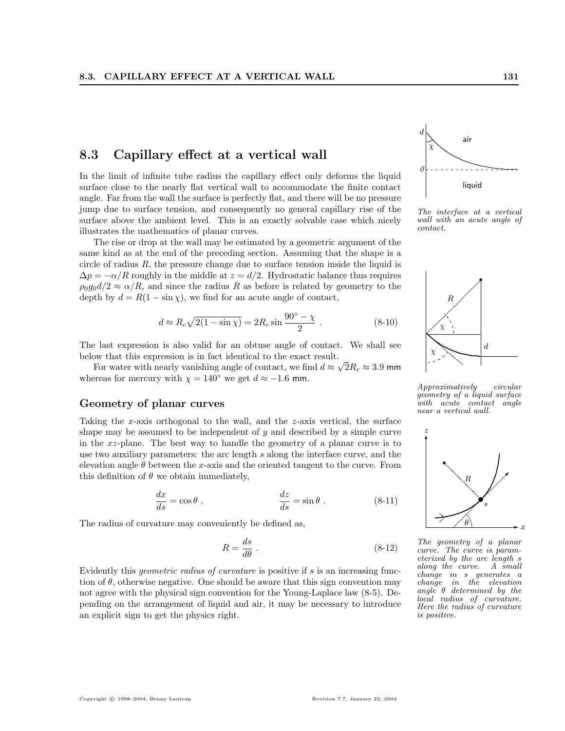## 8.3 Capillary effect at a vertical wall

In the limit of infinite tube radius the capillary effect only deforms the liquid surface close to the nearly flat vertical wall to accommodate the finite contact angle. Far from the wall the surface is perfectly flat, and there will be no pressure jump due to surface tension, and consequently no general capillary rise of the surface above the ambient level. This is an exactly solvable case which nicely illustrates the mathematics of planar curves.

*The interface at a vertical wall with an acute angle of contact.*

The rise or drop at the wall may be estimated by a geometric argument of the same kind as at the end of the preceding section. Assuming that the shape is a circle of radius $R$, the pressure change due to surface tension inside the liquid is $\Delta p = -\alpha/R$ roughly in the middle at $z = d/2$. Hydrostatic balance thus requires $\rho_0 g_0 d/2 \approx \alpha/R$, and since the radius $R$ as before is related by geometry to the depth by $d = R(1 - \sin\chi)$, we find for an acute angle of contact,

$$d \approx R_c\sqrt{2(1-\sin\chi)} = 2R_c \sin\frac{90^\circ - \chi}{2} \ . \tag{8-10}$$

The last expression is also valid for an obtuse angle of contact. We shall see below that this expression is in fact identical to the exact result.

For water with nearly vanishing angle of contact, we find $d \approx \sqrt{2}R_c \approx 3.9$ mm whereas for mercury with $\chi = 140^\circ$ we get $d \approx -1.6$ mm.

*Approximatively circular geometry of a liquid surface with acute contact angle near a vertical wall.*

### Geometry of planar curves

Taking the $x$-axis orthogonal to the wall, and the $z$-axis vertical, the surface shape may be assumed to be independent of $y$ and described by a simple curve in the $xz$-plane. The best way to handle the geometry of a planar curve is to use two auxiliary parameters: the arc length $s$ along the interface curve, and the elevation angle $\theta$ between the $x$-axis and the oriented tangent to the curve. From this definition of $\theta$ we obtain immediately,

$$\frac{dx}{ds} = \cos\theta \ , \qquad\qquad \frac{dz}{ds} = \sin\theta \ . \tag{8-11}$$

The radius of curvature may conveniently be defined as,

$$R = \frac{ds}{d\theta} \ . \tag{8-12}$$

Evidently this *geometric radius of curvature* is positive if $s$ is an increasing function of $\theta$, otherwise negative. One should be aware that this sign convention may not agree with the physical sign convention for the Young-Laplace law (8-5). Depending on the arrangement of liquid and air, it may be necessary to introduce an explicit sign to get the physics right.

*The geometry of a planar curve. The curve is parameterized by the arc length $s$ along the curve. A small change in $s$ generates a change in the elevation angle $\theta$ determined by the local radius of curvature. Here the radius of curvature is positive.*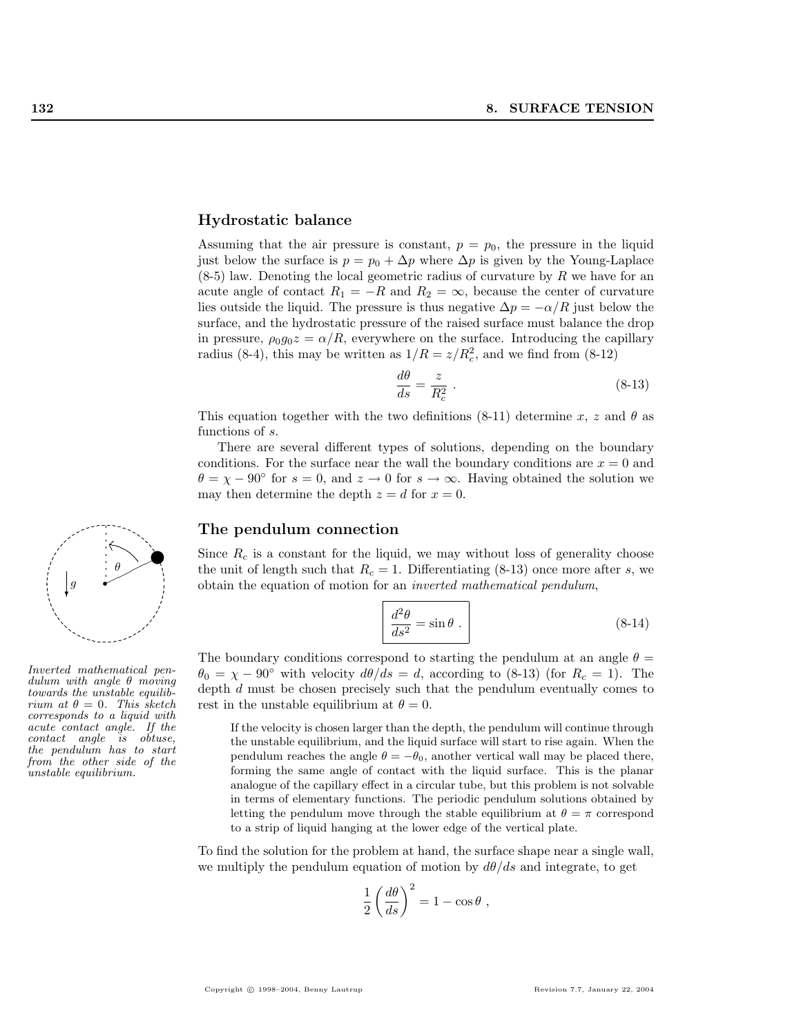## Hydrostatic balance

Assuming that the air pressure is constant, $p = p_0$, the pressure in the liquid just below the surface is $p = p_0 + \Delta p$ where $\Delta p$ is given by the Young-Laplace (8-5) law. Denoting the local geometric radius of curvature by $R$ we have for an acute angle of contact $R_1 = -R$ and $R_2 = \infty$, because the center of curvature lies outside the liquid. The pressure is thus negative $\Delta p = -\alpha/R$ just below the surface, and the hydrostatic pressure of the raised surface must balance the drop in pressure, $\rho_0 g_0 z = \alpha/R$, everywhere on the surface. Introducing the capillary radius (8-4), this may be written as $1/R = z/R_c^2$, and we find from (8-12)

$$\frac{d\theta}{ds} = \frac{z}{R_c^2} \ . \tag{8-13}$$

This equation together with the two definitions (8-11) determine $x$, $z$ and $\theta$ as functions of $s$.

There are several different types of solutions, depending on the boundary conditions. For the surface near the wall the boundary conditions are $x = 0$ and $\theta = \chi - 90^\circ$ for $s = 0$, and $z \to 0$ for $s \to \infty$. Having obtained the solution we may then determine the depth $z = d$ for $x = 0$.

## The pendulum connection

Since $R_c$ is a constant for the liquid, we may without loss of generality choose the unit of length such that $R_c = 1$. Differentiating (8-13) once more after $s$, we obtain the equation of motion for an *inverted mathematical pendulum*,

$$\boxed{\frac{d^2\theta}{ds^2} = \sin\theta \ .} \tag{8-14}$$

*Inverted mathematical pendulum with angle $\theta$ moving towards the unstable equilibrium at $\theta = 0$. This sketch corresponds to a liquid with acute contact angle. If the contact angle is obtuse, the pendulum has to start from the other side of the unstable equilibrium.*

The boundary conditions correspond to starting the pendulum at an angle $\theta = \theta_0 = \chi - 90^\circ$ with velocity $d\theta/ds = d$, according to (8-13) (for $R_c = 1$). The depth $d$ must be chosen precisely such that the pendulum eventually comes to rest in the unstable equilibrium at $\theta = 0$.

> If the velocity is chosen larger than the depth, the pendulum will continue through the unstable equilibrium, and the liquid surface will start to rise again. When the pendulum reaches the angle $\theta = -\theta_0$, another vertical wall may be placed there, forming the same angle of contact with the liquid surface. This is the planar analogue of the capillary effect in a circular tube, but this problem is not solvable in terms of elementary functions. The periodic pendulum solutions obtained by letting the pendulum move through the stable equilibrium at $\theta = \pi$ correspond to a strip of liquid hanging at the lower edge of the vertical plate.

To find the solution for the problem at hand, the surface shape near a single wall, we multiply the pendulum equation of motion by $d\theta/ds$ and integrate, to get

$$\frac{1}{2}\left(\frac{d\theta}{ds}\right)^2 = 1 - \cos\theta \ ,$$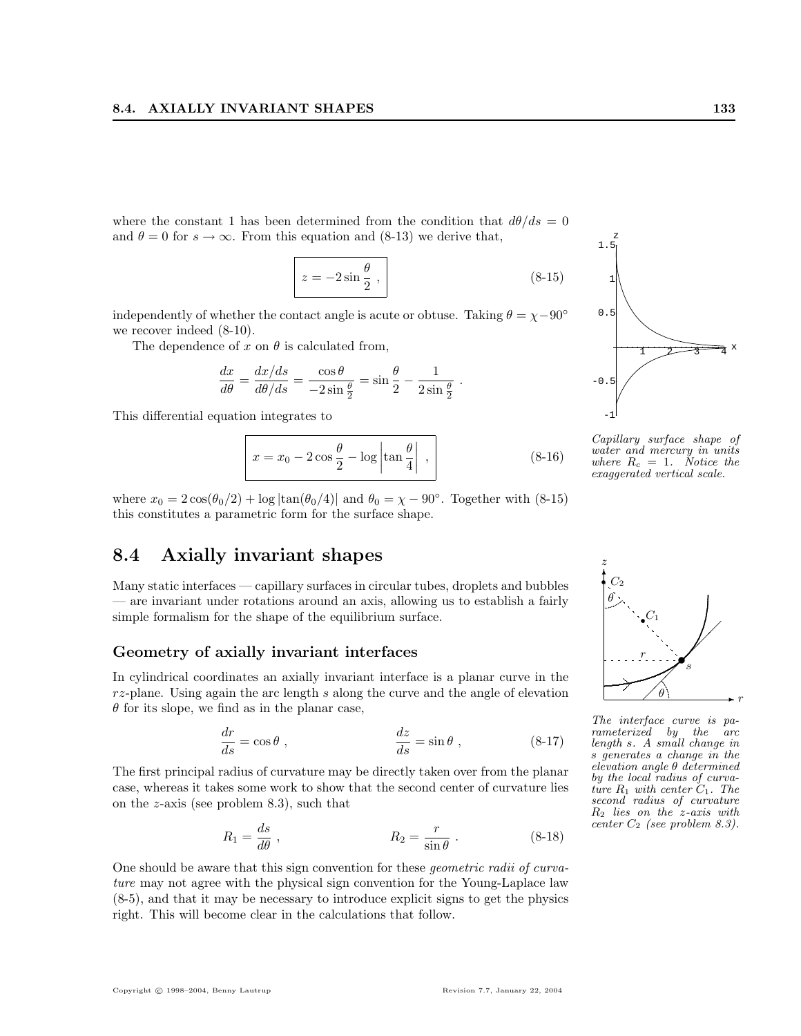where the constant 1 has been determined from the condition that $d\theta/ds = 0$ and $\theta = 0$ for $s \to \infty$. From this equation and (8-13) we derive that,

$$z = -2\sin\frac{\theta}{2}\ , \tag{8-15}$$

independently of whether the contact angle is acute or obtuse. Taking $\theta = \chi - 90°$ we recover indeed (8-10).

The dependence of $x$ on $\theta$ is calculated from,

$$\frac{dx}{d\theta} = \frac{dx/ds}{d\theta/ds} = \frac{\cos\theta}{-2\sin\frac{\theta}{2}} = \sin\frac{\theta}{2} - \frac{1}{2\sin\frac{\theta}{2}}\ .$$

This differential equation integrates to

$$x = x_0 - 2\cos\frac{\theta}{2} - \log\left|\tan\frac{\theta}{4}\right|\ , \tag{8-16}$$

where $x_0 = 2\cos(\theta_0/2) + \log|\tan(\theta_0/4)|$ and $\theta_0 = \chi - 90°$. Together with (8-15) this constitutes a parametric form for the surface shape.

*Capillary surface shape of water and mercury in units where $R_c = 1$. Notice the exaggerated vertical scale.*

## 8.4 Axially invariant shapes

Many static interfaces — capillary surfaces in circular tubes, droplets and bubbles — are invariant under rotations around an axis, allowing us to establish a fairly simple formalism for the shape of the equilibrium surface.

### Geometry of axially invariant interfaces

In cylindrical coordinates an axially invariant interface is a planar curve in the $rz$-plane. Using again the arc length $s$ along the curve and the angle of elevation $\theta$ for its slope, we find as in the planar case,

$$\frac{dr}{ds} = \cos\theta\ , \qquad\qquad \frac{dz}{ds} = \sin\theta\ , \tag{8-17}$$

The first principal radius of curvature may be directly taken over from the planar case, whereas it takes some work to show that the second center of curvature lies on the $z$-axis (see problem 8.3), such that

$$R_1 = \frac{ds}{d\theta}\ , \qquad\qquad R_2 = \frac{r}{\sin\theta}\ . \tag{8-18}$$

One should be aware that this sign convention for these *geometric radii of curvature* may not agree with the physical sign convention for the Young-Laplace law (8-5), and that it may be necessary to introduce explicit signs to get the physics right. This will become clear in the calculations that follow.

*The interface curve is parameterized by the arc length $s$. A small change in $s$ generates a change in the elevation angle $\theta$ determined by the local radius of curvature $R_1$ with center $C_1$. The second radius of curvature $R_2$ lies on the $z$-axis with center $C_2$ (see problem 8.3).*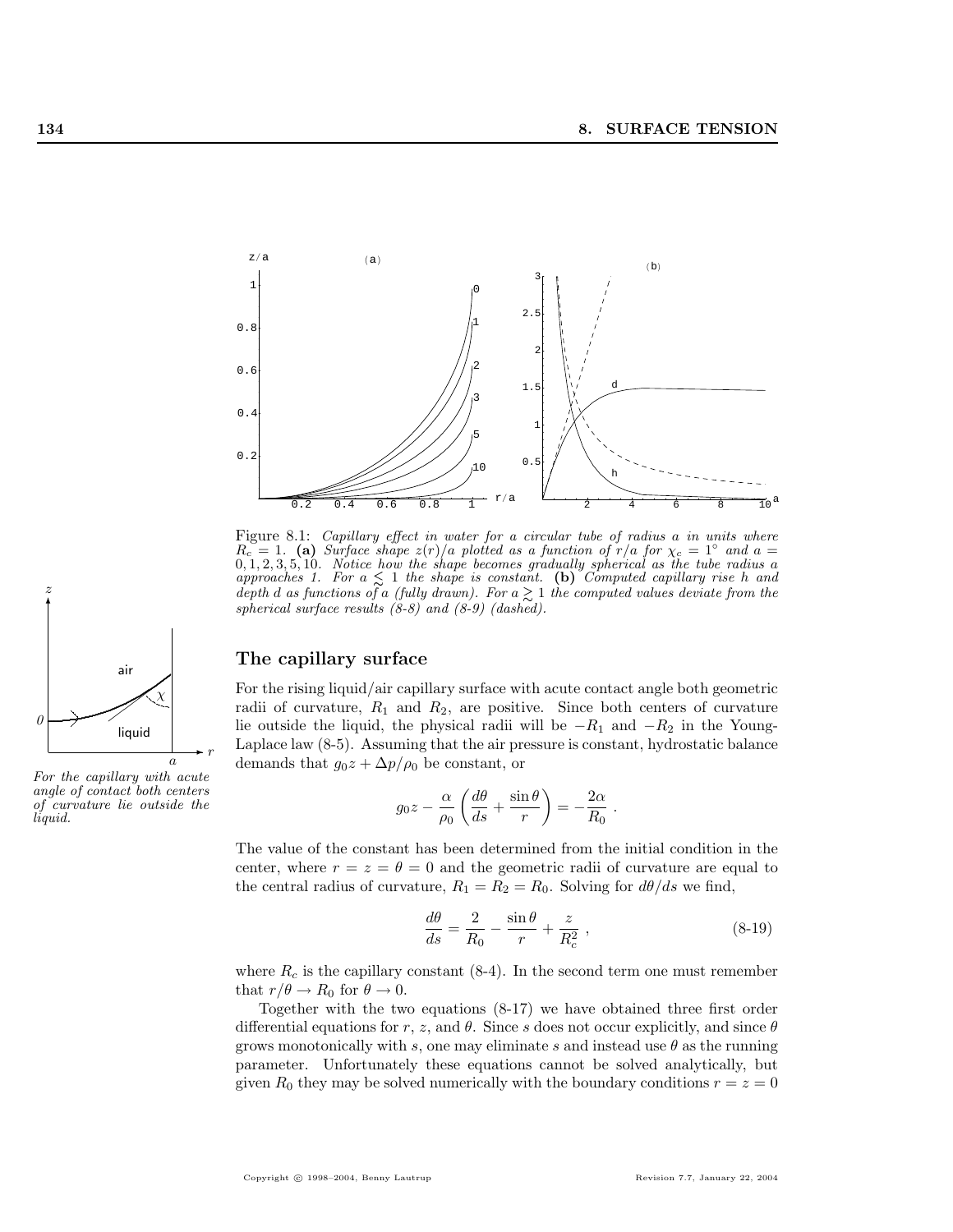Figure 8.1: *Capillary effect in water for a circular tube of radius a in units where $R_c = 1$.* **(a)** *Surface shape $z(r)/a$ plotted as a function of $r/a$ for $\chi_c = 1^\circ$ and $a = 0, 1, 2, 3, 5, 10$. Notice how the shape becomes gradually spherical as the tube radius a approaches 1. For $a \lesssim 1$ the shape is constant.* **(b)** *Computed capillary rise h and depth d as functions of a (fully drawn). For $a \gtrsim 1$ the computed values deviate from the spherical surface results (8-8) and (8-9) (dashed).*

*For the capillary with acute angle of contact both centers of curvature lie outside the liquid.*

## The capillary surface

For the rising liquid/air capillary surface with acute contact angle both geometric radii of curvature, $R_1$ and $R_2$, are positive. Since both centers of curvature lie outside the liquid, the physical radii will be $-R_1$ and $-R_2$ in the Young-Laplace law (8-5). Assuming that the air pressure is constant, hydrostatic balance demands that $g_0 z + \Delta p/\rho_0$ be constant, or

$$g_0 z - \frac{\alpha}{\rho_0}\left(\frac{d\theta}{ds} + \frac{\sin\theta}{r}\right) = -\frac{2\alpha}{R_0} \; .$$

The value of the constant has been determined from the initial condition in the center, where $r = z = \theta = 0$ and the geometric radii of curvature are equal to the central radius of curvature, $R_1 = R_2 = R_0$. Solving for $d\theta/ds$ we find,

$$\frac{d\theta}{ds} = \frac{2}{R_0} - \frac{\sin\theta}{r} + \frac{z}{R_c^2} \; , \tag{8-19}$$

where $R_c$ is the capillary constant (8-4). In the second term one must remember that $r/\theta \to R_0$ for $\theta \to 0$.

Together with the two equations (8-17) we have obtained three first order differential equations for $r$, $z$, and $\theta$. Since $s$ does not occur explicitly, and since $\theta$ grows monotonically with $s$, one may eliminate $s$ and instead use $\theta$ as the running parameter. Unfortunately these equations cannot be solved analytically, but given $R_0$ they may be solved numerically with the boundary conditions $r = z = 0$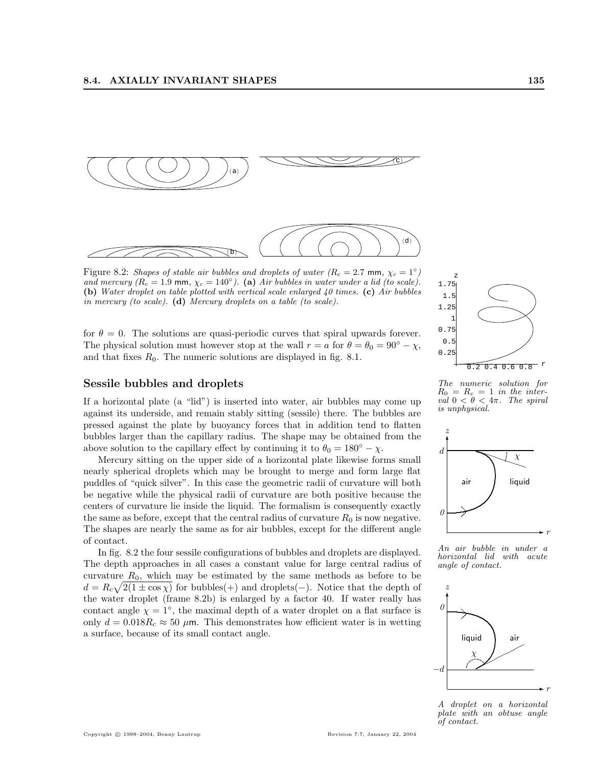Figure 8.2: *Shapes of stable air bubbles and droplets of water ($R_c = 2.7$ mm, $\chi_c = 1^\circ$) and mercury ($R_c = 1.9$ mm, $\chi_c = 140^\circ$).* **(a)** *Air bubbles in water under a lid (to scale).* **(b)** *Water droplet on table plotted with vertical scale enlarged 40 times.* **(c)** *Air bubbles in mercury (to scale).* **(d)** *Mercury droplets on a table (to scale).*

for $\theta = 0$. The solutions are quasi-periodic curves that spiral upwards forever. The physical solution must however stop at the wall $r = a$ for $\theta = \theta_0 = 90^\circ - \chi$, and that fixes $R_0$. The numeric solutions are displayed in fig. 8.1.

*The numeric solution for $R_0 = R_c = 1$ in the interval $0 < \theta < 4\pi$. The spiral is unphysical.*

### Sessile bubbles and droplets

If a horizontal plate (a "lid") is inserted into water, air bubbles may come up against its underside, and remain stably sitting (sessile) there. The bubbles are pressed against the plate by buoyancy forces that in addition tend to flatten bubbles larger than the capillary radius. The shape may be obtained from the above solution to the capillary effect by continuing it to $\theta_0 = 180^\circ - \chi$.

Mercury sitting on the upper side of a horizontal plate likewise forms small nearly spherical droplets which may be brought to merge and form large flat puddles of "quick silver". In this case the geometric radii of curvature will both be negative while the physical radii of curvature are both positive because the centers of curvature lie inside the liquid. The formalism is consequently exactly the same as before, except that the central radius of curvature $R_0$ is now negative. The shapes are nearly the same as for air bubbles, except for the different angle of contact.

*An air bubble in under a horizontal lid with acute angle of contact.*

In fig. 8.2 the four sessile configurations of bubbles and droplets are displayed. The depth approaches in all cases a constant value for large central radius of curvature $R_0$, which may be estimated by the same methods as before to be $d = R_c\sqrt{2(1 \pm \cos\chi)}$ for bubbles(+) and droplets(−). Notice that the depth of the water droplet (frame 8.2b) is enlarged by a factor 40. If water really has contact angle $\chi = 1^\circ$, the maximal depth of a water droplet on a flat surface is only $d = 0.018R_c \approx 50$ $\mu$m. This demonstrates how efficient water is in wetting a surface, because of its small contact angle.

*A droplet on a horizontal plate with an obtuse angle of contact.*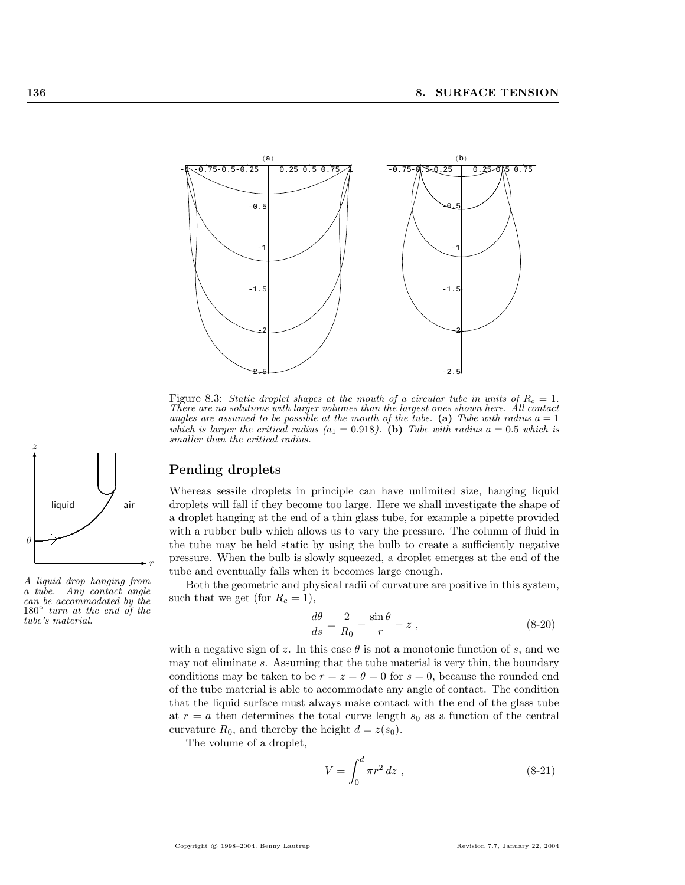Figure 8.3: *Static droplet shapes at the mouth of a circular tube in units of $R_c = 1$. There are no solutions with larger volumes than the largest ones shown here. All contact angles are assumed to be possible at the mouth of the tube.* **(a)** *Tube with radius $a = 1$ which is larger the critical radius ($a_1 = 0.918$).* **(b)** *Tube with radius $a = 0.5$ which is smaller than the critical radius.*

*A liquid drop hanging from a tube. Any contact angle can be accommodated by the $180°$ turn at the end of the tube's material.*

## Pending droplets

Whereas sessile droplets in principle can have unlimited size, hanging liquid droplets will fall if they become too large. Here we shall investigate the shape of a droplet hanging at the end of a thin glass tube, for example a pipette provided with a rubber bulb which allows us to vary the pressure. The column of fluid in the tube may be held static by using the bulb to create a sufficiently negative pressure. When the bulb is slowly squeezed, a droplet emerges at the end of the tube and eventually falls when it becomes large enough.

Both the geometric and physical radii of curvature are positive in this system, such that we get (for $R_c = 1$),

$$\frac{d\theta}{ds} = \frac{2}{R_0} - \frac{\sin\theta}{r} - z \; , \tag{8-20}$$

with a negative sign of $z$. In this case $\theta$ is not a monotonic function of $s$, and we may not eliminate $s$. Assuming that the tube material is very thin, the boundary conditions may be taken to be $r = z = \theta = 0$ for $s = 0$, because the rounded end of the tube material is able to accommodate any angle of contact. The condition that the liquid surface must always make contact with the end of the glass tube at $r = a$ then determines the total curve length $s_0$ as a function of the central curvature $R_0$, and thereby the height $d = z(s_0)$.

The volume of a droplet,

$$V = \int_0^d \pi r^2 \, dz \; , \tag{8-21}$$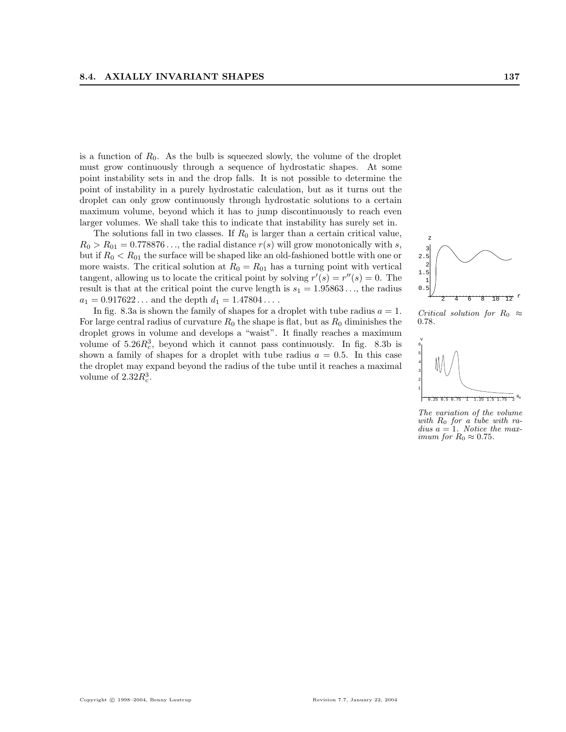is a function of $R_0$. As the bulb is squeezed slowly, the volume of the droplet must grow continuously through a sequence of hydrostatic shapes. At some point instability sets in and the drop falls. It is not possible to determine the point of instability in a purely hydrostatic calculation, but as it turns out the droplet can only grow continuously through hydrostatic solutions to a certain maximum volume, beyond which it has to jump discontinuously to reach even larger volumes. We shall take this to indicate that instability has surely set in.

The solutions fall in two classes. If $R_0$ is larger than a certain critical value, $R_0 > R_{01} = 0.778876\ldots$, the radial distance $r(s)$ will grow monotonically with $s$, but if $R_0 < R_{01}$ the surface will be shaped like an old-fashioned bottle with one or more waists. The critical solution at $R_0 = R_{01}$ has a turning point with vertical tangent, allowing us to locate the critical point by solving $r'(s) = r''(s) = 0$. The result is that at the critical point the curve length is $s_1 = 1.95863\ldots$, the radius $a_1 = 0.917622\ldots$ and the depth $d_1 = 1.47804\ldots$ .

In fig. 8.3a is shown the family of shapes for a droplet with tube radius $a = 1$. For large central radius of curvature $R_0$ the shape is flat, but as $R_0$ diminishes the droplet grows in volume and develops a "waist". It finally reaches a maximum volume of $5.26R_c^3$, beyond which it cannot pass continuously. In fig. 8.3b is shown a family of shapes for a droplet with tube radius $a = 0.5$. In this case the droplet may expand beyond the radius of the tube until it reaches a maximal volume of $2.32R_c^3$.

*Critical solution for $R_0 \approx 0.78$.*

*The variation of the volume with $R_0$ for a tube with radius $a = 1$. Notice the maximum for $R_0 \approx 0.75$.*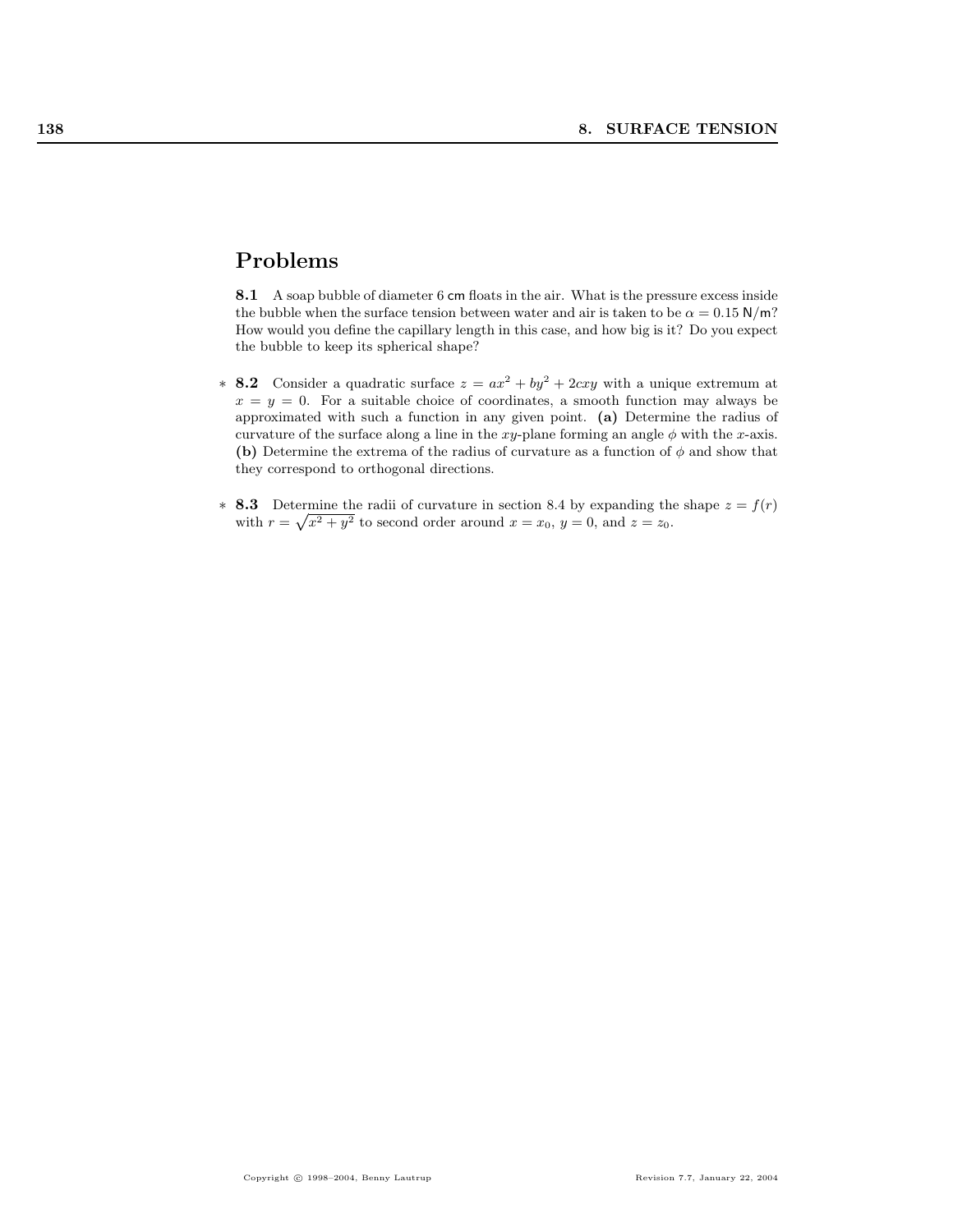## Problems

**8.1** A soap bubble of diameter 6 cm floats in the air. What is the pressure excess inside the bubble when the surface tension between water and air is taken to be $\alpha = 0.15$ N/m? How would you define the capillary length in this case, and how big is it? Do you expect the bubble to keep its spherical shape?

* **8.2** Consider a quadratic surface $z = ax^2 + by^2 + 2cxy$ with a unique extremum at $x = y = 0$. For a suitable choice of coordinates, a smooth function may always be approximated with such a function in any given point. **(a)** Determine the radius of curvature of the surface along a line in the $xy$-plane forming an angle $\phi$ with the $x$-axis. **(b)** Determine the extrema of the radius of curvature as a function of $\phi$ and show that they correspond to orthogonal directions.

* **8.3** Determine the radii of curvature in section 8.4 by expanding the shape $z = f(r)$ with $r = \sqrt{x^2 + y^2}$ to second order around $x = x_0$, $y = 0$, and $z = z_0$.